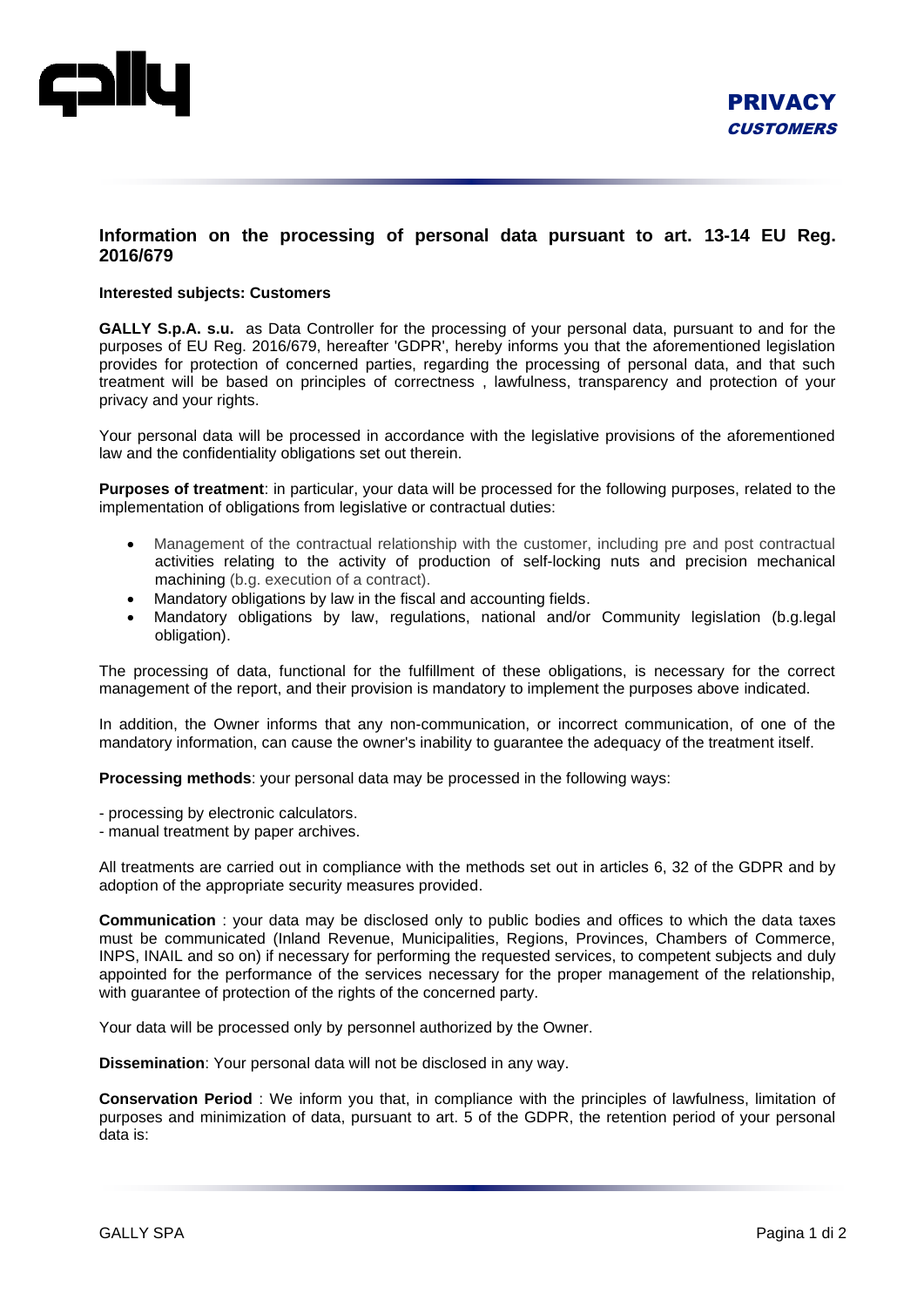# PRIVACY
*CUSTOMERS*

## Information on the processing of personal data pursuant to art. 13-14 EU Reg. 2016/679

**Interested subjects: Customers**

**GALLY S.p.A. s.u.** as Data Controller for the processing of your personal data, pursuant to and for the purposes of EU Reg. 2016/679, hereafter 'GDPR', hereby informs you that the aforementioned legislation provides for protection of concerned parties, regarding the processing of personal data, and that such treatment will be based on principles of correctness , lawfulness, transparency and protection of your privacy and your rights.

Your personal data will be processed in accordance with the legislative provisions of the aforementioned law and the confidentiality obligations set out therein.

**Purposes of treatment**: in particular, your data will be processed for the following purposes, related to the implementation of obligations from legislative or contractual duties:

- Management of the contractual relationship with the customer, including pre and post contractual activities relating to the activity of production of self-locking nuts and precision mechanical machining (b.g. execution of a contract).
- Mandatory obligations by law in the fiscal and accounting fields.
- Mandatory obligations by law, regulations, national and/or Community legislation (b.g.legal obligation).

The processing of data, functional for the fulfillment of these obligations, is necessary for the correct management of the report, and their provision is mandatory to implement the purposes above indicated.

In addition, the Owner informs that any non-communication, or incorrect communication, of one of the mandatory information, can cause the owner's inability to guarantee the adequacy of the treatment itself.

**Processing methods**: your personal data may be processed in the following ways:

- processing by electronic calculators.
- manual treatment by paper archives.

All treatments are carried out in compliance with the methods set out in articles 6, 32 of the GDPR and by adoption of the appropriate security measures provided.

**Communication** : your data may be disclosed only to public bodies and offices to which the data taxes must be communicated (Inland Revenue, Municipalities, Regions, Provinces, Chambers of Commerce, INPS, INAIL and so on) if necessary for performing the requested services, to competent subjects and duly appointed for the performance of the services necessary for the proper management of the relationship, with guarantee of protection of the rights of the concerned party.

Your data will be processed only by personnel authorized by the Owner.

**Dissemination**: Your personal data will not be disclosed in any way.

**Conservation Period** : We inform you that, in compliance with the principles of lawfulness, limitation of purposes and minimization of data, pursuant to art. 5 of the GDPR, the retention period of your personal data is: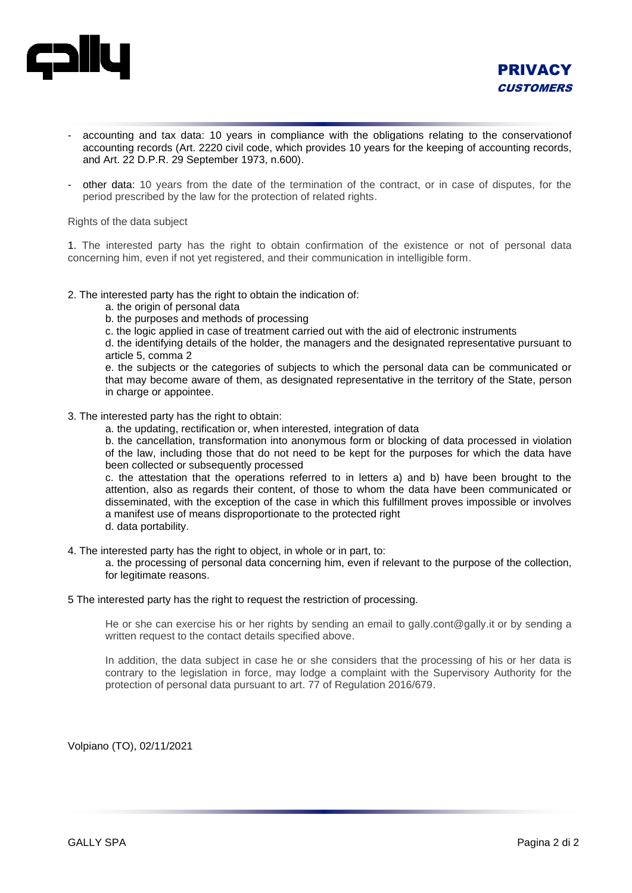- accounting and tax data: 10 years in compliance with the obligations relating to the conservationof accounting records (Art. 2220 civil code, which provides 10 years for the keeping of accounting records, and Art. 22 D.P.R. 29 September 1973, n.600).
- other data: 10 years from the date of the termination of the contract, or in case of disputes, for the period prescribed by the law for the protection of related rights.

Rights of the data subject

1. The interested party has the right to obtain confirmation of the existence or not of personal data concerning him, even if not yet registered, and their communication in intelligible form.

2. The interested party has the right to obtain the indication of:
   a. the origin of personal data
   b. the purposes and methods of processing
   c. the logic applied in case of treatment carried out with the aid of electronic instruments
   d. the identifying details of the holder, the managers and the designated representative pursuant to article 5, comma 2
   e. the subjects or the categories of subjects to which the personal data can be communicated or that may become aware of them, as designated representative in the territory of the State, person in charge or appointee.

3. The interested party has the right to obtain:
   a. the updating, rectification or, when interested, integration of data
   b. the cancellation, transformation into anonymous form or blocking of data processed in violation of the law, including those that do not need to be kept for the purposes for which the data have been collected or subsequently processed
   c. the attestation that the operations referred to in letters a) and b) have been brought to the attention, also as regards their content, of those to whom the data have been communicated or disseminated, with the exception of the case in which this fulfillment proves impossible or involves a manifest use of means disproportionate to the protected right
   d. data portability.

4. The interested party has the right to object, in whole or in part, to:
   a. the processing of personal data concerning him, even if relevant to the purpose of the collection, for legitimate reasons.

5 The interested party has the right to request the restriction of processing.

He or she can exercise his or her rights by sending an email to gally.cont@gally.it or by sending a written request to the contact details specified above.

In addition, the data subject in case he or she considers that the processing of his or her data is contrary to the legislation in force, may lodge a complaint with the Supervisory Authority for the protection of personal data pursuant to art. 77 of Regulation 2016/679.

Volpiano (TO), 02/11/2021